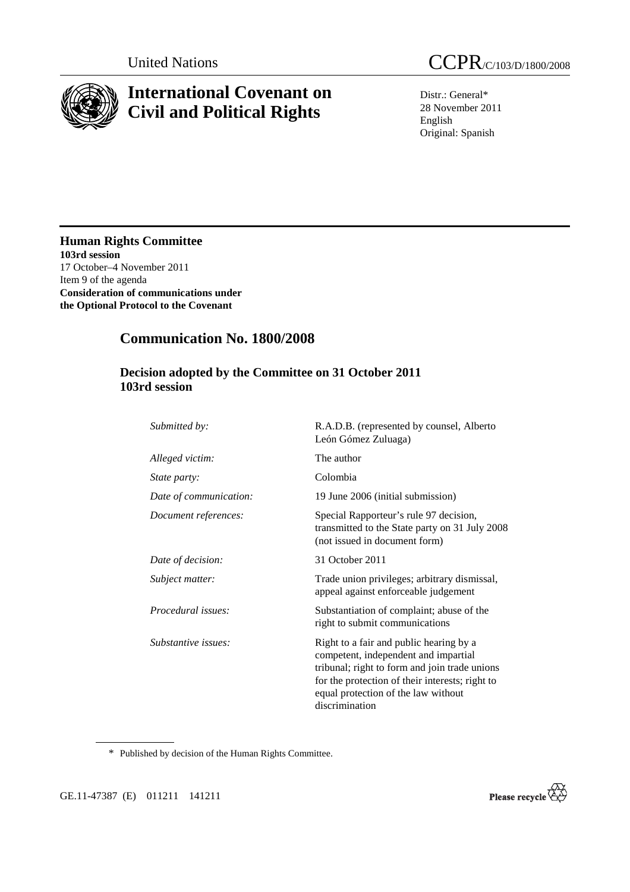United Nations CCPR/C/103/D/1800/2008

# International Covenant on Civil and Political Rights

Distr.: General*
28 November 2011
English
Original: Spanish

**Human Rights Committee**
**103rd session**
17 October–4 November 2011
Item 9 of the agenda
**Consideration of communications under the Optional Protocol to the Covenant**

## Communication No. 1800/2008

### Decision adopted by the Committee on 31 October 2011 103rd session

| | |
|---|---|
| *Submitted by:* | R.A.D.B. (represented by counsel, Alberto León Gómez Zuluaga) |
| *Alleged victim:* | The author |
| *State party:* | Colombia |
| *Date of communication:* | 19 June 2006 (initial submission) |
| *Document references:* | Special Rapporteur's rule 97 decision, transmitted to the State party on 31 July 2008 (not issued in document form) |
| *Date of decision:* | 31 October 2011 |
| *Subject matter:* | Trade union privileges; arbitrary dismissal, appeal against enforceable judgement |
| *Procedural issues:* | Substantiation of complaint; abuse of the right to submit communications |
| *Substantive issues:* | Right to a fair and public hearing by a competent, independent and impartial tribunal; right to form and join trade unions for the protection of their interests; right to equal protection of the law without discrimination |

\* Published by decision of the Human Rights Committee.

GE.11-47387 (E) 011211 141211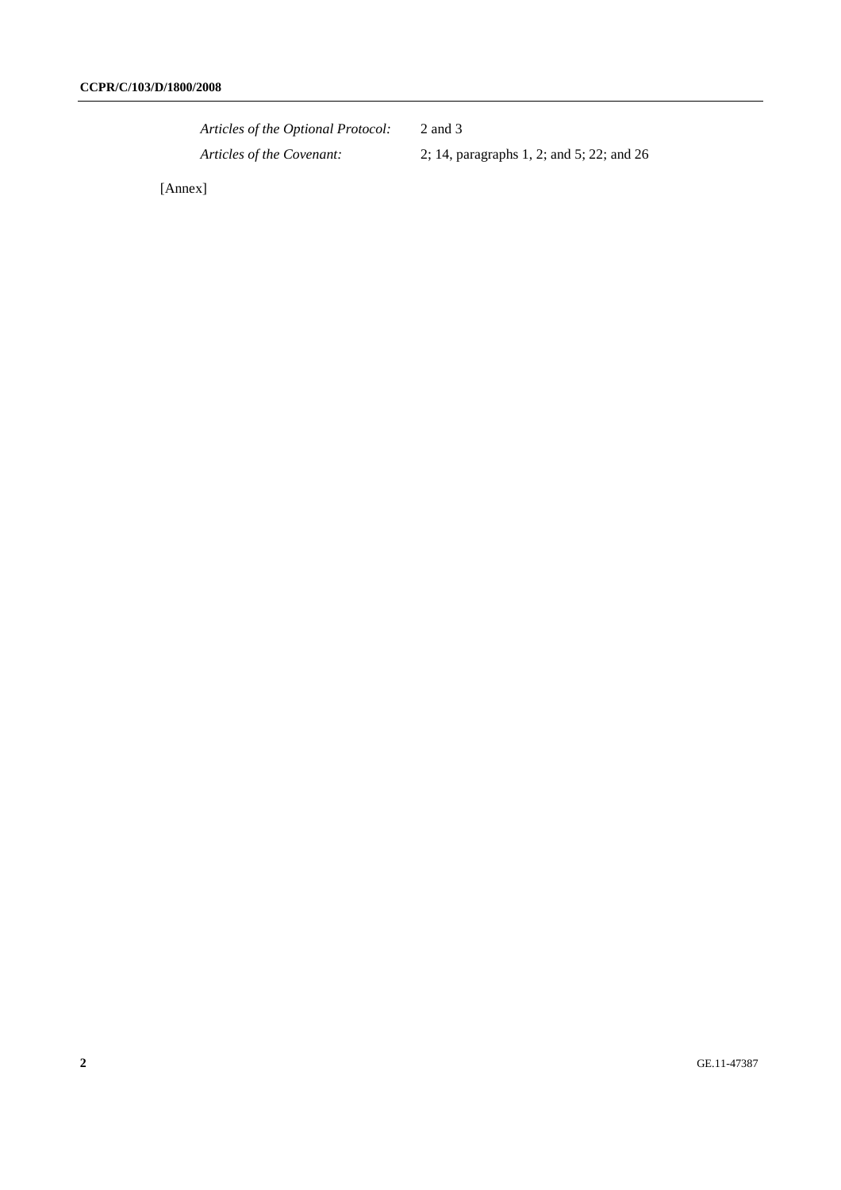| | |
|---|---|
| *Articles of the Optional Protocol:* | 2 and 3 |
| *Articles of the Covenant:* | 2; 14, paragraphs 1, 2; and 5; 22; and 26 |

[Annex]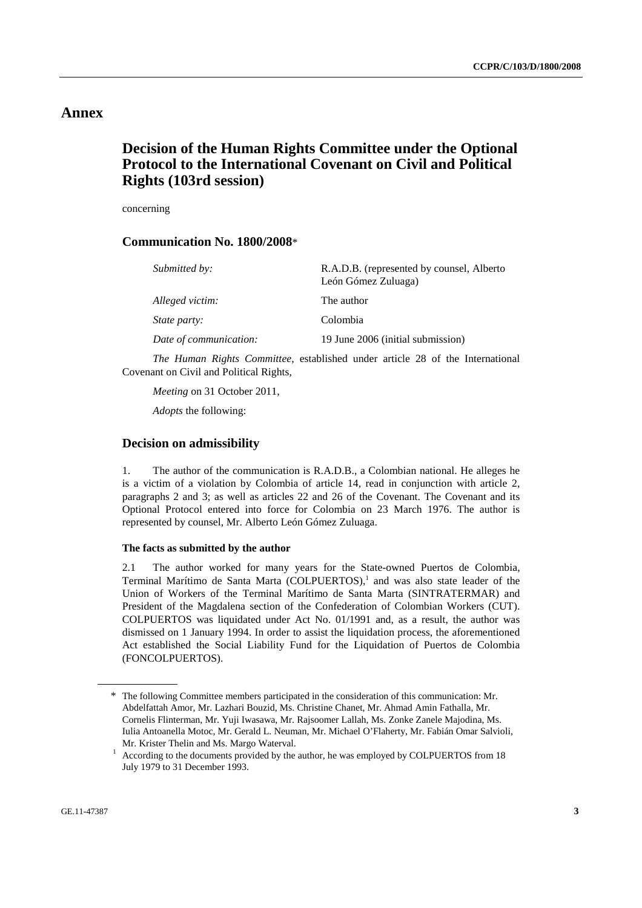# Annex

## Decision of the Human Rights Committee under the Optional Protocol to the International Covenant on Civil and Political Rights (103rd session)

concerning

### Communication No. 1800/2008*

| | |
|---|---|
| *Submitted by:* | R.A.D.B. (represented by counsel, Alberto León Gómez Zuluaga) |
| *Alleged victim:* | The author |
| *State party:* | Colombia |
| *Date of communication:* | 19 June 2006 (initial submission) |

*The Human Rights Committee*, established under article 28 of the International Covenant on Civil and Political Rights,

*Meeting* on 31 October 2011,

*Adopts* the following:

### Decision on admissibility

1. The author of the communication is R.A.D.B., a Colombian national. He alleges he is a victim of a violation by Colombia of article 14, read in conjunction with article 2, paragraphs 2 and 3; as well as articles 22 and 26 of the Covenant. The Covenant and its Optional Protocol entered into force for Colombia on 23 March 1976. The author is represented by counsel, Mr. Alberto León Gómez Zuluaga.

#### The facts as submitted by the author

2.1 The author worked for many years for the State-owned Puertos de Colombia, Terminal Marítimo de Santa Marta (COLPUERTOS),[1] and was also state leader of the Union of Workers of the Terminal Marítimo de Santa Marta (SINTRATERMAR) and President of the Magdalena section of the Confederation of Colombian Workers (CUT). COLPUERTOS was liquidated under Act No. 01/1991 and, as a result, the author was dismissed on 1 January 1994. In order to assist the liquidation process, the aforementioned Act established the Social Liability Fund for the Liquidation of Puertos de Colombia (FONCOLPUERTOS).

---

\* The following Committee members participated in the consideration of this communication: Mr. Abdelfattah Amor, Mr. Lazhari Bouzid, Ms. Christine Chanet, Mr. Ahmad Amin Fathalla, Mr. Cornelis Flinterman, Mr. Yuji Iwasawa, Mr. Rajsoomer Lallah, Ms. Zonke Zanele Majodina, Ms. Iulia Antoanella Motoc, Mr. Gerald L. Neuman, Mr. Michael O'Flaherty, Mr. Fabián Omar Salvioli, Mr. Krister Thelin and Ms. Margo Waterval.

[1] According to the documents provided by the author, he was employed by COLPUERTOS from 18 July 1979 to 31 December 1993.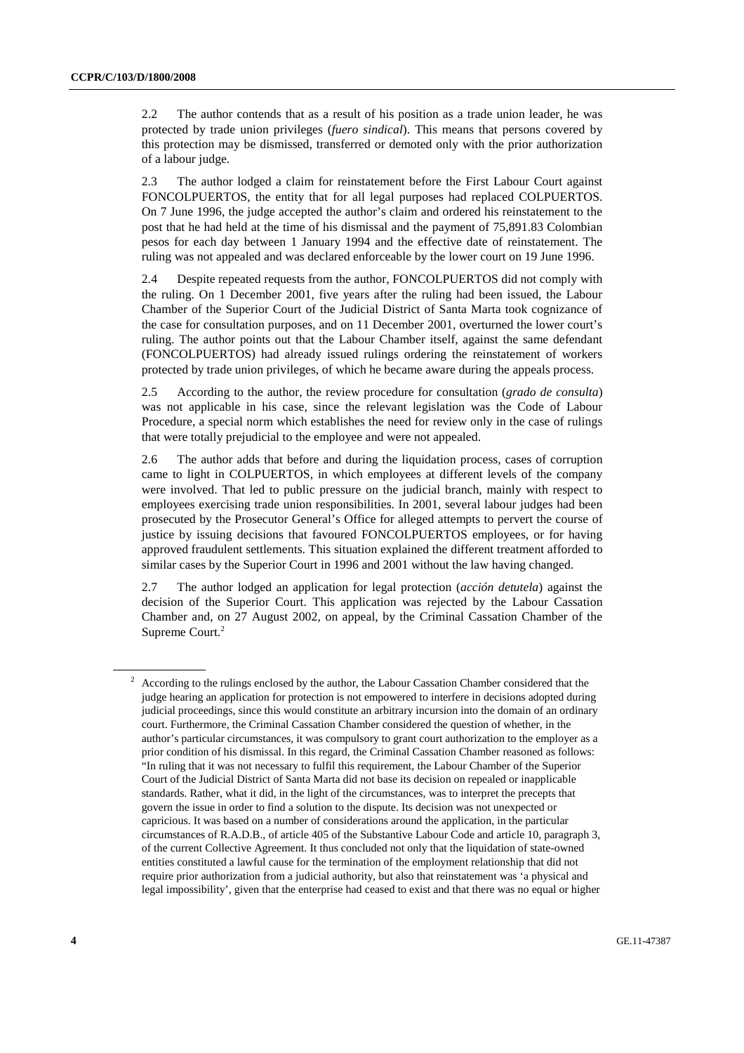2.2 The author contends that as a result of his position as a trade union leader, he was protected by trade union privileges (*fuero sindical*). This means that persons covered by this protection may be dismissed, transferred or demoted only with the prior authorization of a labour judge.

2.3 The author lodged a claim for reinstatement before the First Labour Court against FONCOLPUERTOS, the entity that for all legal purposes had replaced COLPUERTOS. On 7 June 1996, the judge accepted the author's claim and ordered his reinstatement to the post that he had held at the time of his dismissal and the payment of 75,891.83 Colombian pesos for each day between 1 January 1994 and the effective date of reinstatement. The ruling was not appealed and was declared enforceable by the lower court on 19 June 1996.

2.4 Despite repeated requests from the author, FONCOLPUERTOS did not comply with the ruling. On 1 December 2001, five years after the ruling had been issued, the Labour Chamber of the Superior Court of the Judicial District of Santa Marta took cognizance of the case for consultation purposes, and on 11 December 2001, overturned the lower court's ruling. The author points out that the Labour Chamber itself, against the same defendant (FONCOLPUERTOS) had already issued rulings ordering the reinstatement of workers protected by trade union privileges, of which he became aware during the appeals process.

2.5 According to the author, the review procedure for consultation (*grado de consulta*) was not applicable in his case, since the relevant legislation was the Code of Labour Procedure, a special norm which establishes the need for review only in the case of rulings that were totally prejudicial to the employee and were not appealed.

2.6 The author adds that before and during the liquidation process, cases of corruption came to light in COLPUERTOS, in which employees at different levels of the company were involved. That led to public pressure on the judicial branch, mainly with respect to employees exercising trade union responsibilities. In 2001, several labour judges had been prosecuted by the Prosecutor General's Office for alleged attempts to pervert the course of justice by issuing decisions that favoured FONCOLPUERTOS employees, or for having approved fraudulent settlements. This situation explained the different treatment afforded to similar cases by the Superior Court in 1996 and 2001 without the law having changed.

2.7 The author lodged an application for legal protection (*acción detutela*) against the decision of the Superior Court. This application was rejected by the Labour Cassation Chamber and, on 27 August 2002, on appeal, by the Criminal Cassation Chamber of the Supreme Court.[2]

[2] According to the rulings enclosed by the author, the Labour Cassation Chamber considered that the judge hearing an application for protection is not empowered to interfere in decisions adopted during judicial proceedings, since this would constitute an arbitrary incursion into the domain of an ordinary court. Furthermore, the Criminal Cassation Chamber considered the question of whether, in the author's particular circumstances, it was compulsory to grant court authorization to the employer as a prior condition of his dismissal. In this regard, the Criminal Cassation Chamber reasoned as follows: "In ruling that it was not necessary to fulfil this requirement, the Labour Chamber of the Superior Court of the Judicial District of Santa Marta did not base its decision on repealed or inapplicable standards. Rather, what it did, in the light of the circumstances, was to interpret the precepts that govern the issue in order to find a solution to the dispute. Its decision was not unexpected or capricious. It was based on a number of considerations around the application, in the particular circumstances of R.A.D.B., of article 405 of the Substantive Labour Code and article 10, paragraph 3, of the current Collective Agreement. It thus concluded not only that the liquidation of state-owned entities constituted a lawful cause for the termination of the employment relationship that did not require prior authorization from a judicial authority, but also that reinstatement was 'a physical and legal impossibility', given that the enterprise had ceased to exist and that there was no equal or higher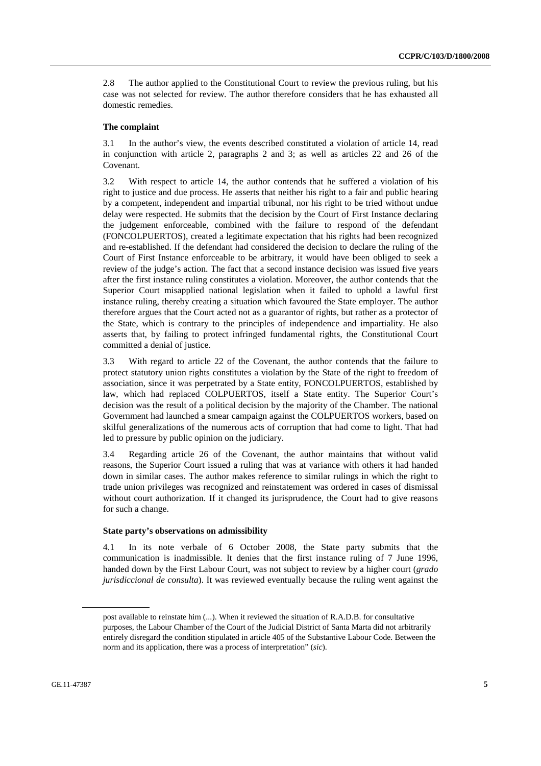2.8 The author applied to the Constitutional Court to review the previous ruling, but his case was not selected for review. The author therefore considers that he has exhausted all domestic remedies.

### The complaint

3.1 In the author's view, the events described constituted a violation of article 14, read in conjunction with article 2, paragraphs 2 and 3; as well as articles 22 and 26 of the Covenant.

3.2 With respect to article 14, the author contends that he suffered a violation of his right to justice and due process. He asserts that neither his right to a fair and public hearing by a competent, independent and impartial tribunal, nor his right to be tried without undue delay were respected. He submits that the decision by the Court of First Instance declaring the judgement enforceable, combined with the failure to respond of the defendant (FONCOLPUERTOS), created a legitimate expectation that his rights had been recognized and re-established. If the defendant had considered the decision to declare the ruling of the Court of First Instance enforceable to be arbitrary, it would have been obliged to seek a review of the judge's action. The fact that a second instance decision was issued five years after the first instance ruling constitutes a violation. Moreover, the author contends that the Superior Court misapplied national legislation when it failed to uphold a lawful first instance ruling, thereby creating a situation which favoured the State employer. The author therefore argues that the Court acted not as a guarantor of rights, but rather as a protector of the State, which is contrary to the principles of independence and impartiality. He also asserts that, by failing to protect infringed fundamental rights, the Constitutional Court committed a denial of justice.

3.3 With regard to article 22 of the Covenant, the author contends that the failure to protect statutory union rights constitutes a violation by the State of the right to freedom of association, since it was perpetrated by a State entity, FONCOLPUERTOS, established by law, which had replaced COLPUERTOS, itself a State entity. The Superior Court's decision was the result of a political decision by the majority of the Chamber. The national Government had launched a smear campaign against the COLPUERTOS workers, based on skilful generalizations of the numerous acts of corruption that had come to light. That had led to pressure by public opinion on the judiciary.

3.4 Regarding article 26 of the Covenant, the author maintains that without valid reasons, the Superior Court issued a ruling that was at variance with others it had handed down in similar cases. The author makes reference to similar rulings in which the right to trade union privileges was recognized and reinstatement was ordered in cases of dismissal without court authorization. If it changed its jurisprudence, the Court had to give reasons for such a change.

### State party's observations on admissibility

4.1 In its note verbale of 6 October 2008, the State party submits that the communication is inadmissible. It denies that the first instance ruling of 7 June 1996, handed down by the First Labour Court, was not subject to review by a higher court (*grado jurisdiccional de consulta*). It was reviewed eventually because the ruling went against the

---

post available to reinstate him (...). When it reviewed the situation of R.A.D.B. for consultative purposes, the Labour Chamber of the Court of the Judicial District of Santa Marta did not arbitrarily entirely disregard the condition stipulated in article 405 of the Substantive Labour Code. Between the norm and its application, there was a process of interpretation" (*sic*).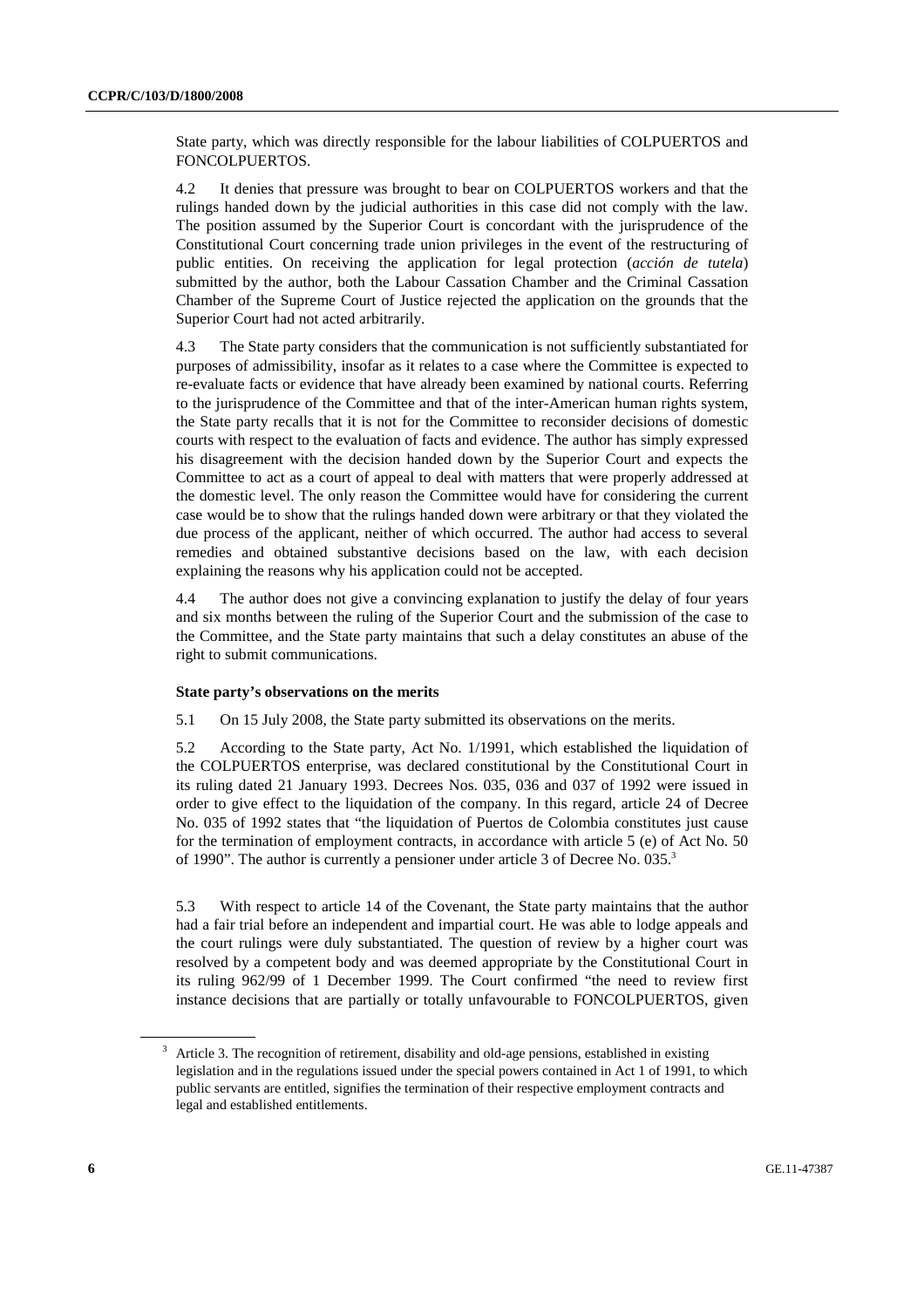State party, which was directly responsible for the labour liabilities of COLPUERTOS and FONCOLPUERTOS.

4.2 It denies that pressure was brought to bear on COLPUERTOS workers and that the rulings handed down by the judicial authorities in this case did not comply with the law. The position assumed by the Superior Court is concordant with the jurisprudence of the Constitutional Court concerning trade union privileges in the event of the restructuring of public entities. On receiving the application for legal protection (*acción de tutela*) submitted by the author, both the Labour Cassation Chamber and the Criminal Cassation Chamber of the Supreme Court of Justice rejected the application on the grounds that the Superior Court had not acted arbitrarily.

4.3 The State party considers that the communication is not sufficiently substantiated for purposes of admissibility, insofar as it relates to a case where the Committee is expected to re-evaluate facts or evidence that have already been examined by national courts. Referring to the jurisprudence of the Committee and that of the inter-American human rights system, the State party recalls that it is not for the Committee to reconsider decisions of domestic courts with respect to the evaluation of facts and evidence. The author has simply expressed his disagreement with the decision handed down by the Superior Court and expects the Committee to act as a court of appeal to deal with matters that were properly addressed at the domestic level. The only reason the Committee would have for considering the current case would be to show that the rulings handed down were arbitrary or that they violated the due process of the applicant, neither of which occurred. The author had access to several remedies and obtained substantive decisions based on the law, with each decision explaining the reasons why his application could not be accepted.

4.4 The author does not give a convincing explanation to justify the delay of four years and six months between the ruling of the Superior Court and the submission of the case to the Committee, and the State party maintains that such a delay constitutes an abuse of the right to submit communications.

**State party's observations on the merits**

5.1 On 15 July 2008, the State party submitted its observations on the merits.

5.2 According to the State party, Act No. 1/1991, which established the liquidation of the COLPUERTOS enterprise, was declared constitutional by the Constitutional Court in its ruling dated 21 January 1993. Decrees Nos. 035, 036 and 037 of 1992 were issued in order to give effect to the liquidation of the company. In this regard, article 24 of Decree No. 035 of 1992 states that "the liquidation of Puertos de Colombia constitutes just cause for the termination of employment contracts, in accordance with article 5 (e) of Act No. 50 of 1990". The author is currently a pensioner under article 3 of Decree No. 035.[3]

5.3 With respect to article 14 of the Covenant, the State party maintains that the author had a fair trial before an independent and impartial court. He was able to lodge appeals and the court rulings were duly substantiated. The question of review by a higher court was resolved by a competent body and was deemed appropriate by the Constitutional Court in its ruling 962/99 of 1 December 1999. The Court confirmed "the need to review first instance decisions that are partially or totally unfavourable to FONCOLPUERTOS, given

---

[3] Article 3. The recognition of retirement, disability and old-age pensions, established in existing legislation and in the regulations issued under the special powers contained in Act 1 of 1991, to which public servants are entitled, signifies the termination of their respective employment contracts and legal and established entitlements.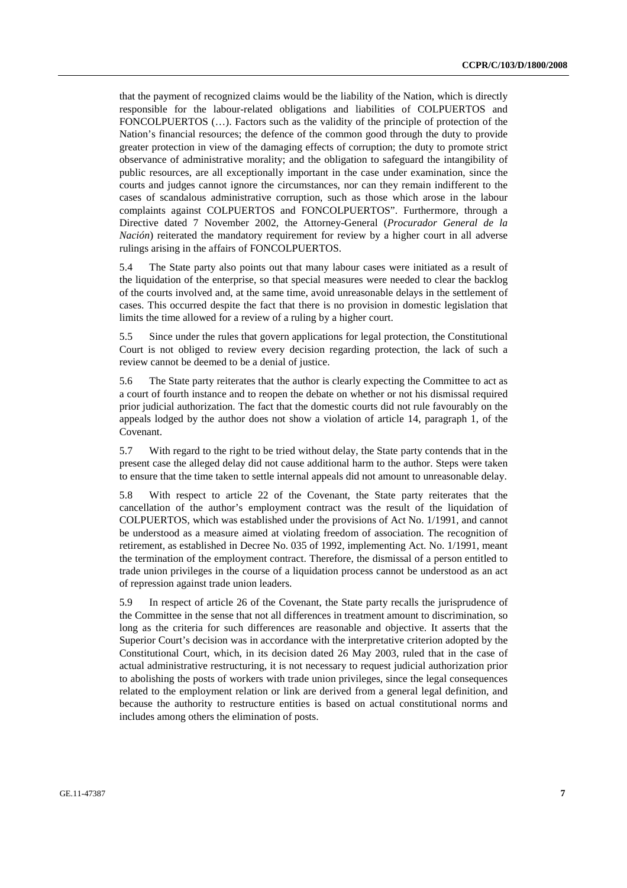that the payment of recognized claims would be the liability of the Nation, which is directly responsible for the labour-related obligations and liabilities of COLPUERTOS and FONCOLPUERTOS (…). Factors such as the validity of the principle of protection of the Nation's financial resources; the defence of the common good through the duty to provide greater protection in view of the damaging effects of corruption; the duty to promote strict observance of administrative morality; and the obligation to safeguard the intangibility of public resources, are all exceptionally important in the case under examination, since the courts and judges cannot ignore the circumstances, nor can they remain indifferent to the cases of scandalous administrative corruption, such as those which arose in the labour complaints against COLPUERTOS and FONCOLPUERTOS". Furthermore, through a Directive dated 7 November 2002, the Attorney-General (*Procurador General de la Nación*) reiterated the mandatory requirement for review by a higher court in all adverse rulings arising in the affairs of FONCOLPUERTOS.

5.4 The State party also points out that many labour cases were initiated as a result of the liquidation of the enterprise, so that special measures were needed to clear the backlog of the courts involved and, at the same time, avoid unreasonable delays in the settlement of cases. This occurred despite the fact that there is no provision in domestic legislation that limits the time allowed for a review of a ruling by a higher court.

5.5 Since under the rules that govern applications for legal protection, the Constitutional Court is not obliged to review every decision regarding protection, the lack of such a review cannot be deemed to be a denial of justice.

5.6 The State party reiterates that the author is clearly expecting the Committee to act as a court of fourth instance and to reopen the debate on whether or not his dismissal required prior judicial authorization. The fact that the domestic courts did not rule favourably on the appeals lodged by the author does not show a violation of article 14, paragraph 1, of the Covenant.

5.7 With regard to the right to be tried without delay, the State party contends that in the present case the alleged delay did not cause additional harm to the author. Steps were taken to ensure that the time taken to settle internal appeals did not amount to unreasonable delay.

5.8 With respect to article 22 of the Covenant, the State party reiterates that the cancellation of the author's employment contract was the result of the liquidation of COLPUERTOS, which was established under the provisions of Act No. 1/1991, and cannot be understood as a measure aimed at violating freedom of association. The recognition of retirement, as established in Decree No. 035 of 1992, implementing Act. No. 1/1991, meant the termination of the employment contract. Therefore, the dismissal of a person entitled to trade union privileges in the course of a liquidation process cannot be understood as an act of repression against trade union leaders.

5.9 In respect of article 26 of the Covenant, the State party recalls the jurisprudence of the Committee in the sense that not all differences in treatment amount to discrimination, so long as the criteria for such differences are reasonable and objective. It asserts that the Superior Court's decision was in accordance with the interpretative criterion adopted by the Constitutional Court, which, in its decision dated 26 May 2003, ruled that in the case of actual administrative restructuring, it is not necessary to request judicial authorization prior to abolishing the posts of workers with trade union privileges, since the legal consequences related to the employment relation or link are derived from a general legal definition, and because the authority to restructure entities is based on actual constitutional norms and includes among others the elimination of posts.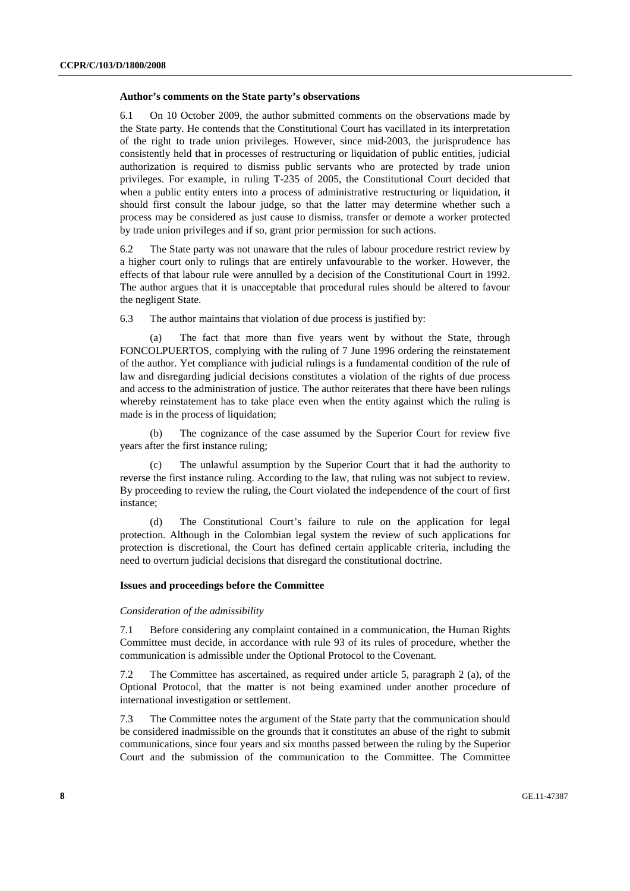**Author's comments on the State party's observations**

6.1 On 10 October 2009, the author submitted comments on the observations made by the State party. He contends that the Constitutional Court has vacillated in its interpretation of the right to trade union privileges. However, since mid-2003, the jurisprudence has consistently held that in processes of restructuring or liquidation of public entities, judicial authorization is required to dismiss public servants who are protected by trade union privileges. For example, in ruling T-235 of 2005, the Constitutional Court decided that when a public entity enters into a process of administrative restructuring or liquidation, it should first consult the labour judge, so that the latter may determine whether such a process may be considered as just cause to dismiss, transfer or demote a worker protected by trade union privileges and if so, grant prior permission for such actions.

6.2 The State party was not unaware that the rules of labour procedure restrict review by a higher court only to rulings that are entirely unfavourable to the worker. However, the effects of that labour rule were annulled by a decision of the Constitutional Court in 1992. The author argues that it is unacceptable that procedural rules should be altered to favour the negligent State.

6.3 The author maintains that violation of due process is justified by:

(a) The fact that more than five years went by without the State, through FONCOLPUERTOS, complying with the ruling of 7 June 1996 ordering the reinstatement of the author. Yet compliance with judicial rulings is a fundamental condition of the rule of law and disregarding judicial decisions constitutes a violation of the rights of due process and access to the administration of justice. The author reiterates that there have been rulings whereby reinstatement has to take place even when the entity against which the ruling is made is in the process of liquidation;

(b) The cognizance of the case assumed by the Superior Court for review five years after the first instance ruling;

(c) The unlawful assumption by the Superior Court that it had the authority to reverse the first instance ruling. According to the law, that ruling was not subject to review. By proceeding to review the ruling, the Court violated the independence of the court of first instance;

(d) The Constitutional Court's failure to rule on the application for legal protection. Although in the Colombian legal system the review of such applications for protection is discretional, the Court has defined certain applicable criteria, including the need to overturn judicial decisions that disregard the constitutional doctrine.

**Issues and proceedings before the Committee**

*Consideration of the admissibility*

7.1 Before considering any complaint contained in a communication, the Human Rights Committee must decide, in accordance with rule 93 of its rules of procedure, whether the communication is admissible under the Optional Protocol to the Covenant.

7.2 The Committee has ascertained, as required under article 5, paragraph 2 (a), of the Optional Protocol, that the matter is not being examined under another procedure of international investigation or settlement.

7.3 The Committee notes the argument of the State party that the communication should be considered inadmissible on the grounds that it constitutes an abuse of the right to submit communications, since four years and six months passed between the ruling by the Superior Court and the submission of the communication to the Committee. The Committee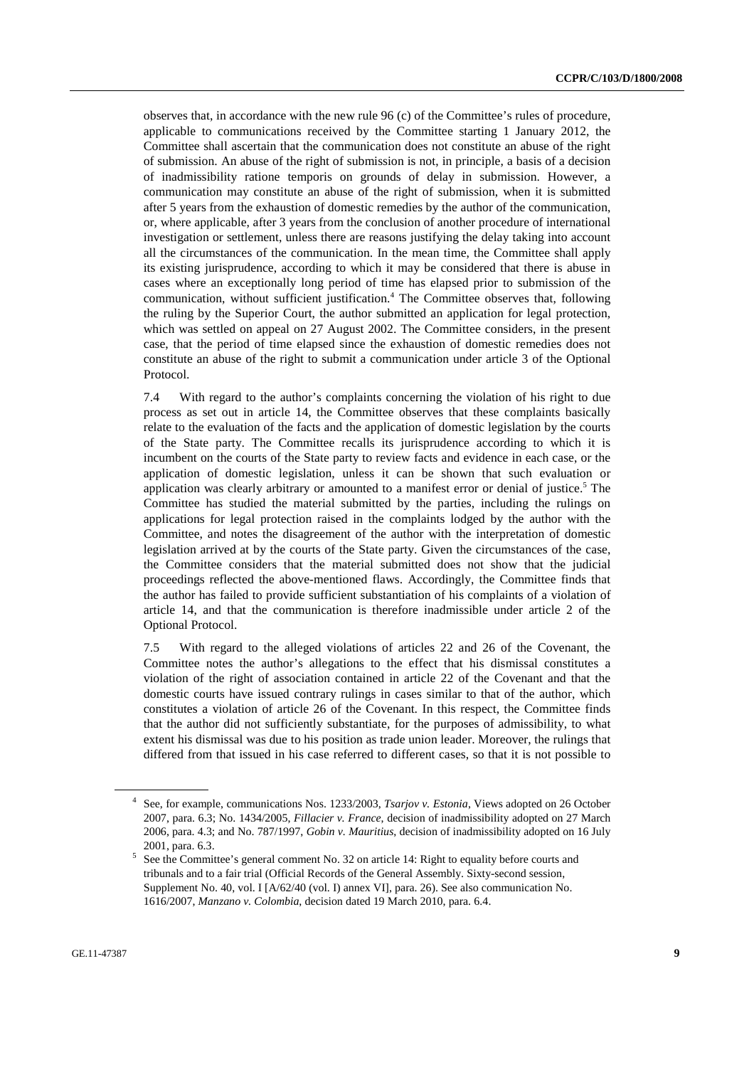observes that, in accordance with the new rule 96 (c) of the Committee's rules of procedure, applicable to communications received by the Committee starting 1 January 2012, the Committee shall ascertain that the communication does not constitute an abuse of the right of submission. An abuse of the right of submission is not, in principle, a basis of a decision of inadmissibility ratione temporis on grounds of delay in submission. However, a communication may constitute an abuse of the right of submission, when it is submitted after 5 years from the exhaustion of domestic remedies by the author of the communication, or, where applicable, after 3 years from the conclusion of another procedure of international investigation or settlement, unless there are reasons justifying the delay taking into account all the circumstances of the communication. In the mean time, the Committee shall apply its existing jurisprudence, according to which it may be considered that there is abuse in cases where an exceptionally long period of time has elapsed prior to submission of the communication, without sufficient justification.[4] The Committee observes that, following the ruling by the Superior Court, the author submitted an application for legal protection, which was settled on appeal on 27 August 2002. The Committee considers, in the present case, that the period of time elapsed since the exhaustion of domestic remedies does not constitute an abuse of the right to submit a communication under article 3 of the Optional Protocol.

7.4 With regard to the author's complaints concerning the violation of his right to due process as set out in article 14, the Committee observes that these complaints basically relate to the evaluation of the facts and the application of domestic legislation by the courts of the State party. The Committee recalls its jurisprudence according to which it is incumbent on the courts of the State party to review facts and evidence in each case, or the application of domestic legislation, unless it can be shown that such evaluation or application was clearly arbitrary or amounted to a manifest error or denial of justice.[5] The Committee has studied the material submitted by the parties, including the rulings on applications for legal protection raised in the complaints lodged by the author with the Committee, and notes the disagreement of the author with the interpretation of domestic legislation arrived at by the courts of the State party. Given the circumstances of the case, the Committee considers that the material submitted does not show that the judicial proceedings reflected the above-mentioned flaws. Accordingly, the Committee finds that the author has failed to provide sufficient substantiation of his complaints of a violation of article 14, and that the communication is therefore inadmissible under article 2 of the Optional Protocol.

7.5 With regard to the alleged violations of articles 22 and 26 of the Covenant, the Committee notes the author's allegations to the effect that his dismissal constitutes a violation of the right of association contained in article 22 of the Covenant and that the domestic courts have issued contrary rulings in cases similar to that of the author, which constitutes a violation of article 26 of the Covenant. In this respect, the Committee finds that the author did not sufficiently substantiate, for the purposes of admissibility, to what extent his dismissal was due to his position as trade union leader. Moreover, the rulings that differed from that issued in his case referred to different cases, so that it is not possible to

---

[4] See, for example, communications Nos. 1233/2003, *Tsarjov v. Estonia*, Views adopted on 26 October 2007, para. 6.3; No. 1434/2005, *Fillacier v. France*, decision of inadmissibility adopted on 27 March 2006, para. 4.3; and No. 787/1997, *Gobin v. Mauritius*, decision of inadmissibility adopted on 16 July 2001, para. 6.3.

[5] See the Committee's general comment No. 32 on article 14: Right to equality before courts and tribunals and to a fair trial (Official Records of the General Assembly. Sixty-second session, Supplement No. 40, vol. I [A/62/40 (vol. I) annex VI], para. 26). See also communication No. 1616/2007, *Manzano v. Colombia*, decision dated 19 March 2010, para. 6.4.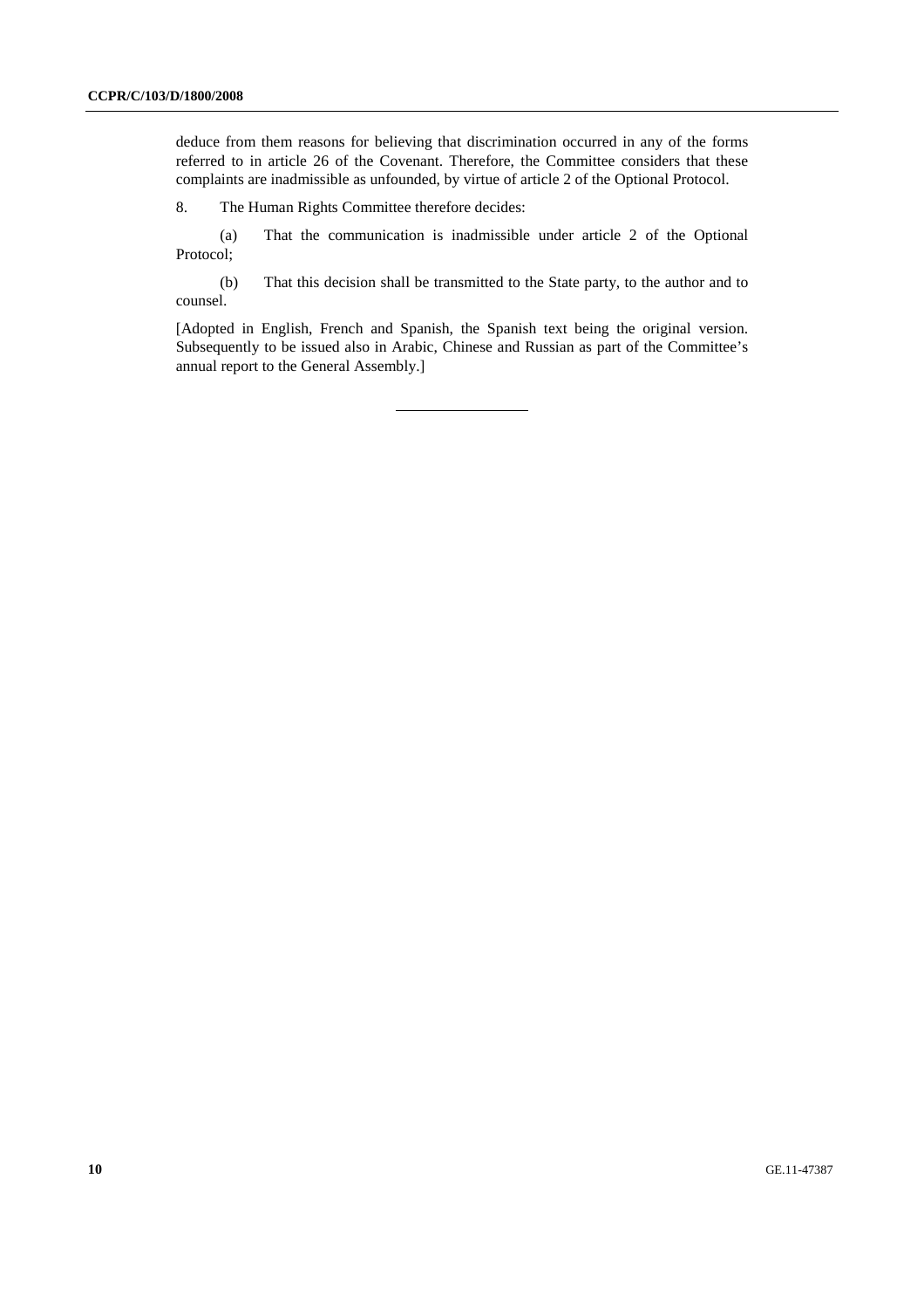deduce from them reasons for believing that discrimination occurred in any of the forms referred to in article 26 of the Covenant. Therefore, the Committee considers that these complaints are inadmissible as unfounded, by virtue of article 2 of the Optional Protocol.

8. The Human Rights Committee therefore decides:

(a) That the communication is inadmissible under article 2 of the Optional Protocol;

(b) That this decision shall be transmitted to the State party, to the author and to counsel.

[Adopted in English, French and Spanish, the Spanish text being the original version. Subsequently to be issued also in Arabic, Chinese and Russian as part of the Committee's annual report to the General Assembly.]